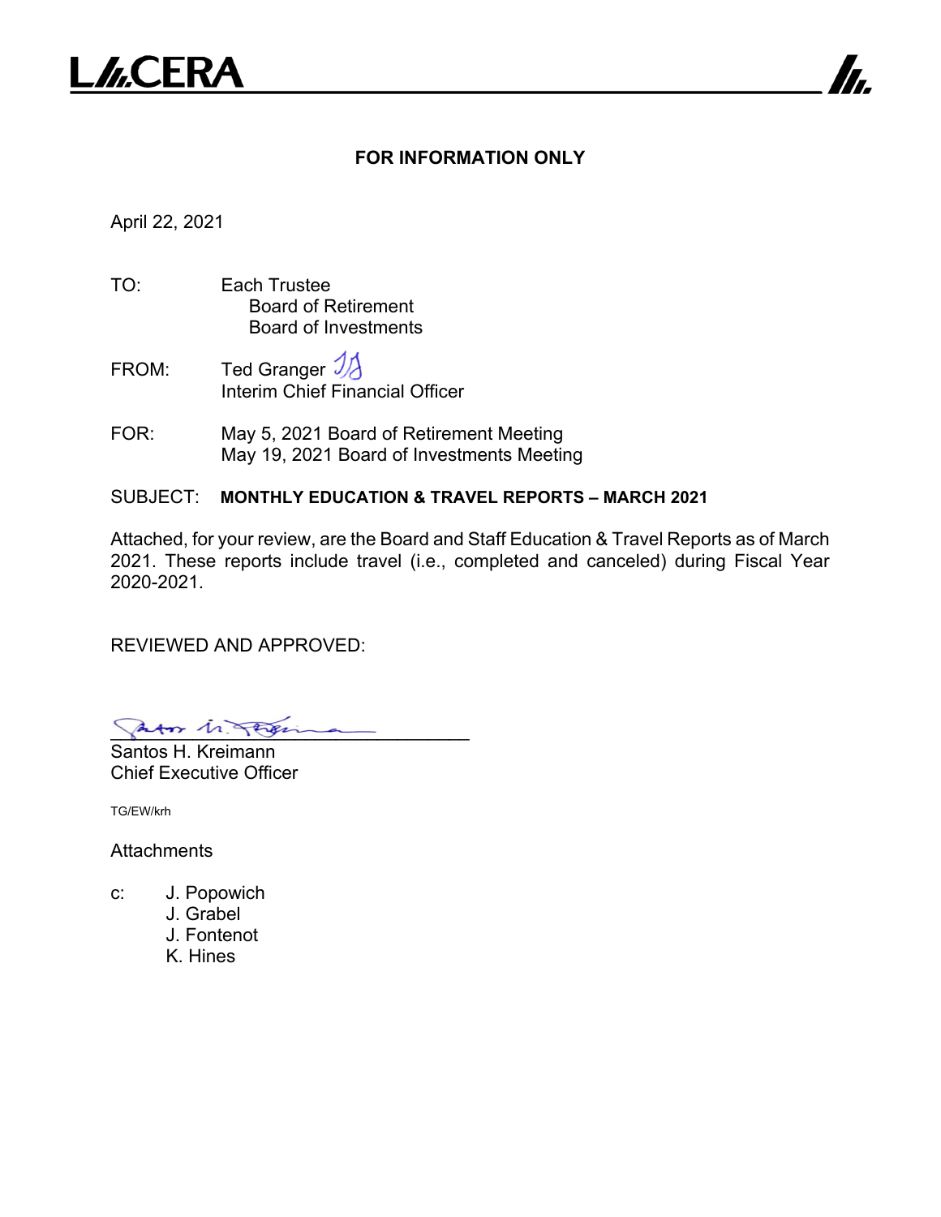# LACERA

**FOR INFORMATION ONLY**

April 22, 2021

TO: Each Trustee
Board of Retirement
Board of Investments

FROM: Ted Granger
Interim Chief Financial Officer

FOR: May 5, 2021 Board of Retirement Meeting
May 19, 2021 Board of Investments Meeting

SUBJECT: **MONTHLY EDUCATION & TRAVEL REPORTS – MARCH 2021**

Attached, for your review, are the Board and Staff Education & Travel Reports as of March 2021. These reports include travel (i.e., completed and canceled) during Fiscal Year 2020-2021.

REVIEWED AND APPROVED:

___________________________________
Santos H. Kreimann
Chief Executive Officer

TG/EW/krh

Attachments

c: J. Popowich
J. Grabel
J. Fontenot
K. Hines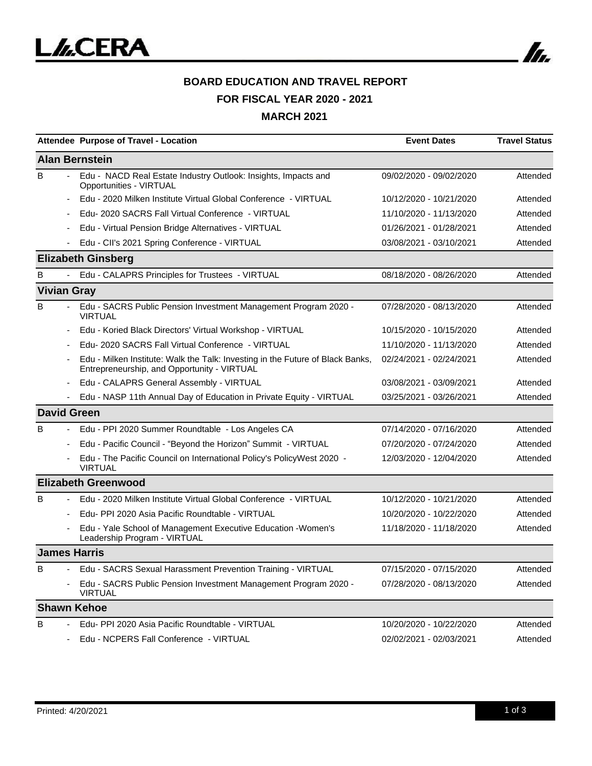# BOARD EDUCATION AND TRAVEL REPORT

## FOR FISCAL YEAR 2020 - 2021

## MARCH 2021

| Attendee | Purpose of Travel - Location | Event Dates | Travel Status |
|---|---|---|---|
| **Alan Bernstein** | | | |
| B | - Edu - NACD Real Estate Industry Outlook: Insights, Impacts and Opportunities - VIRTUAL | 09/02/2020 - 09/02/2020 | Attended |
| | - Edu - 2020 Milken Institute Virtual Global Conference - VIRTUAL | 10/12/2020 - 10/21/2020 | Attended |
| | - Edu- 2020 SACRS Fall Virtual Conference - VIRTUAL | 11/10/2020 - 11/13/2020 | Attended |
| | - Edu - Virtual Pension Bridge Alternatives - VIRTUAL | 01/26/2021 - 01/28/2021 | Attended |
| | - Edu - CII's 2021 Spring Conference - VIRTUAL | 03/08/2021 - 03/10/2021 | Attended |
| **Elizabeth Ginsberg** | | | |
| B | - Edu - CALAPRS Principles for Trustees - VIRTUAL | 08/18/2020 - 08/26/2020 | Attended |
| **Vivian Gray** | | | |
| B | - Edu - SACRS Public Pension Investment Management Program 2020 - VIRTUAL | 07/28/2020 - 08/13/2020 | Attended |
| | - Edu - Koried Black Directors' Virtual Workshop - VIRTUAL | 10/15/2020 - 10/15/2020 | Attended |
| | - Edu- 2020 SACRS Fall Virtual Conference - VIRTUAL | 11/10/2020 - 11/13/2020 | Attended |
| | - Edu - Milken Institute: Walk the Talk: Investing in the Future of Black Banks, Entrepreneurship, and Opportunity - VIRTUAL | 02/24/2021 - 02/24/2021 | Attended |
| | - Edu - CALAPRS General Assembly - VIRTUAL | 03/08/2021 - 03/09/2021 | Attended |
| | - Edu - NASP 11th Annual Day of Education in Private Equity - VIRTUAL | 03/25/2021 - 03/26/2021 | Attended |
| **David Green** | | | |
| B | - Edu - PPI 2020 Summer Roundtable - Los Angeles CA | 07/14/2020 - 07/16/2020 | Attended |
| | - Edu - Pacific Council - "Beyond the Horizon" Summit - VIRTUAL | 07/20/2020 - 07/24/2020 | Attended |
| | - Edu - The Pacific Council on International Policy's PolicyWest 2020 - VIRTUAL | 12/03/2020 - 12/04/2020 | Attended |
| **Elizabeth Greenwood** | | | |
| B | - Edu - 2020 Milken Institute Virtual Global Conference - VIRTUAL | 10/12/2020 - 10/21/2020 | Attended |
| | - Edu- PPI 2020 Asia Pacific Roundtable - VIRTUAL | 10/20/2020 - 10/22/2020 | Attended |
| | - Edu - Yale School of Management Executive Education -Women's Leadership Program - VIRTUAL | 11/18/2020 - 11/18/2020 | Attended |
| **James Harris** | | | |
| B | - Edu - SACRS Sexual Harassment Prevention Training - VIRTUAL | 07/15/2020 - 07/15/2020 | Attended |
| | - Edu - SACRS Public Pension Investment Management Program 2020 - VIRTUAL | 07/28/2020 - 08/13/2020 | Attended |
| **Shawn Kehoe** | | | |
| B | - Edu- PPI 2020 Asia Pacific Roundtable - VIRTUAL | 10/20/2020 - 10/22/2020 | Attended |
| | - Edu - NCPERS Fall Conference - VIRTUAL | 02/02/2021 - 02/03/2021 | Attended |

Printed: 4/20/2021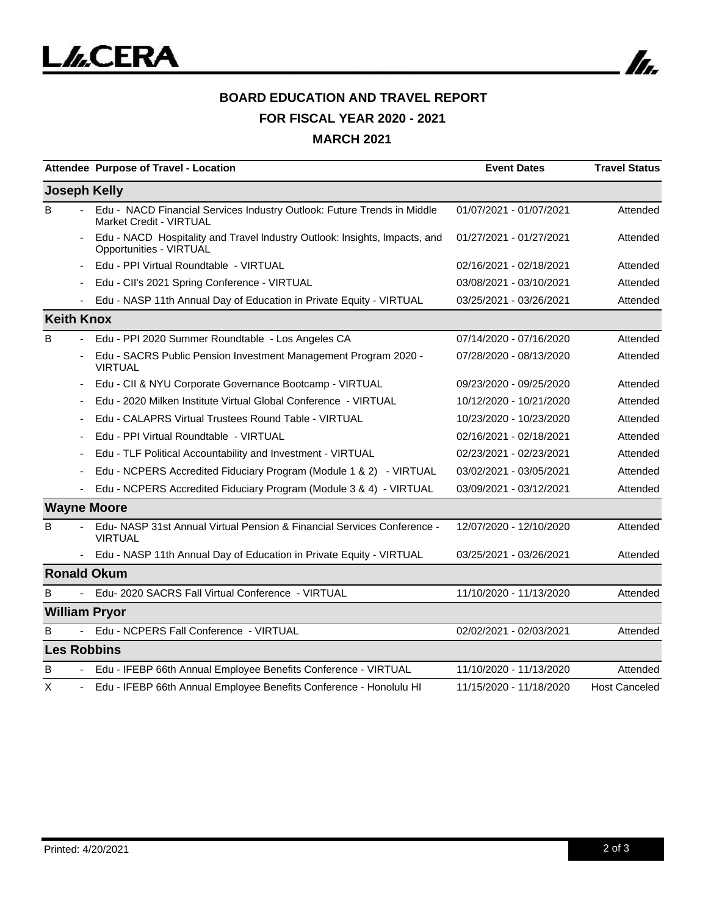## BOARD EDUCATION AND TRAVEL REPORT

## FOR FISCAL YEAR 2020 - 2021

## MARCH 2021

| Attendee | | Purpose of Travel - Location | Event Dates | Travel Status |
|---|---|---|---|---|
| **Joseph Kelly** | | | | |
| B | - | Edu - NACD Financial Services Industry Outlook: Future Trends in Middle Market Credit - VIRTUAL | 01/07/2021 - 01/07/2021 | Attended |
| | - | Edu - NACD Hospitality and Travel Industry Outlook: Insights, Impacts, and Opportunities - VIRTUAL | 01/27/2021 - 01/27/2021 | Attended |
| | - | Edu - PPI Virtual Roundtable - VIRTUAL | 02/16/2021 - 02/18/2021 | Attended |
| | - | Edu - CII's 2021 Spring Conference - VIRTUAL | 03/08/2021 - 03/10/2021 | Attended |
| | - | Edu - NASP 11th Annual Day of Education in Private Equity - VIRTUAL | 03/25/2021 - 03/26/2021 | Attended |
| **Keith Knox** | | | | |
| B | - | Edu - PPI 2020 Summer Roundtable - Los Angeles CA | 07/14/2020 - 07/16/2020 | Attended |
| | - | Edu - SACRS Public Pension Investment Management Program 2020 - VIRTUAL | 07/28/2020 - 08/13/2020 | Attended |
| | - | Edu - CII & NYU Corporate Governance Bootcamp - VIRTUAL | 09/23/2020 - 09/25/2020 | Attended |
| | - | Edu - 2020 Milken Institute Virtual Global Conference - VIRTUAL | 10/12/2020 - 10/21/2020 | Attended |
| | - | Edu - CALAPRS Virtual Trustees Round Table - VIRTUAL | 10/23/2020 - 10/23/2020 | Attended |
| | - | Edu - PPI Virtual Roundtable - VIRTUAL | 02/16/2021 - 02/18/2021 | Attended |
| | - | Edu - TLF Political Accountability and Investment - VIRTUAL | 02/23/2021 - 02/23/2021 | Attended |
| | - | Edu - NCPERS Accredited Fiduciary Program (Module 1 & 2) - VIRTUAL | 03/02/2021 - 03/05/2021 | Attended |
| | - | Edu - NCPERS Accredited Fiduciary Program (Module 3 & 4) - VIRTUAL | 03/09/2021 - 03/12/2021 | Attended |
| **Wayne Moore** | | | | |
| B | - | Edu- NASP 31st Annual Virtual Pension & Financial Services Conference - VIRTUAL | 12/07/2020 - 12/10/2020 | Attended |
| | - | Edu - NASP 11th Annual Day of Education in Private Equity - VIRTUAL | 03/25/2021 - 03/26/2021 | Attended |
| **Ronald Okum** | | | | |
| B | - | Edu- 2020 SACRS Fall Virtual Conference - VIRTUAL | 11/10/2020 - 11/13/2020 | Attended |
| **William Pryor** | | | | |
| B | - | Edu - NCPERS Fall Conference - VIRTUAL | 02/02/2021 - 02/03/2021 | Attended |
| **Les Robbins** | | | | |
| B | - | Edu - IFEBP 66th Annual Employee Benefits Conference - VIRTUAL | 11/10/2020 - 11/13/2020 | Attended |
| X | - | Edu - IFEBP 66th Annual Employee Benefits Conference - Honolulu HI | 11/15/2020 - 11/18/2020 | Host Canceled |

Printed: 4/20/2021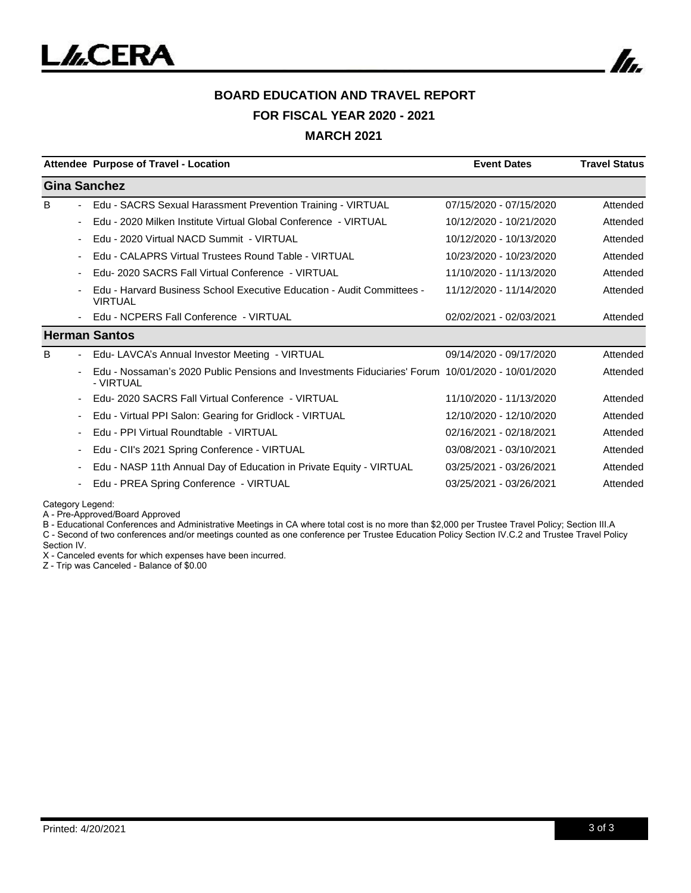**BOARD EDUCATION AND TRAVEL REPORT**

**FOR FISCAL YEAR 2020 - 2021**

**MARCH 2021**

| Attendee | | Purpose of Travel - Location | Event Dates | Travel Status |
|---|---|---|---|---|
| **Gina Sanchez** | | | | |
| B | - | Edu - SACRS Sexual Harassment Prevention Training - VIRTUAL | 07/15/2020 - 07/15/2020 | Attended |
| | - | Edu - 2020 Milken Institute Virtual Global Conference - VIRTUAL | 10/12/2020 - 10/21/2020 | Attended |
| | - | Edu - 2020 Virtual NACD Summit - VIRTUAL | 10/12/2020 - 10/13/2020 | Attended |
| | - | Edu - CALAPRS Virtual Trustees Round Table - VIRTUAL | 10/23/2020 - 10/23/2020 | Attended |
| | - | Edu- 2020 SACRS Fall Virtual Conference - VIRTUAL | 11/10/2020 - 11/13/2020 | Attended |
| | - | Edu - Harvard Business School Executive Education - Audit Committees - VIRTUAL | 11/12/2020 - 11/14/2020 | Attended |
| | - | Edu - NCPERS Fall Conference - VIRTUAL | 02/02/2021 - 02/03/2021 | Attended |
| **Herman Santos** | | | | |
| B | - | Edu- LAVCA's Annual Investor Meeting - VIRTUAL | 09/14/2020 - 09/17/2020 | Attended |
| | - | Edu - Nossaman's 2020 Public Pensions and Investments Fiduciaries' Forum - VIRTUAL | 10/01/2020 - 10/01/2020 | Attended |
| | - | Edu- 2020 SACRS Fall Virtual Conference - VIRTUAL | 11/10/2020 - 11/13/2020 | Attended |
| | - | Edu - Virtual PPI Salon: Gearing for Gridlock - VIRTUAL | 12/10/2020 - 12/10/2020 | Attended |
| | - | Edu - PPI Virtual Roundtable - VIRTUAL | 02/16/2021 - 02/18/2021 | Attended |
| | - | Edu - CII's 2021 Spring Conference - VIRTUAL | 03/08/2021 - 03/10/2021 | Attended |
| | - | Edu - NASP 11th Annual Day of Education in Private Equity - VIRTUAL | 03/25/2021 - 03/26/2021 | Attended |
| | - | Edu - PREA Spring Conference - VIRTUAL | 03/25/2021 - 03/26/2021 | Attended |

Category Legend:
A - Pre-Approved/Board Approved
B - Educational Conferences and Administrative Meetings in CA where total cost is no more than $2,000 per Trustee Travel Policy; Section III.A
C - Second of two conferences and/or meetings counted as one conference per Trustee Education Policy Section IV.C.2 and Trustee Travel Policy Section IV.
X - Canceled events for which expenses have been incurred.
Z - Trip was Canceled - Balance of $0.00

Printed: 4/20/2021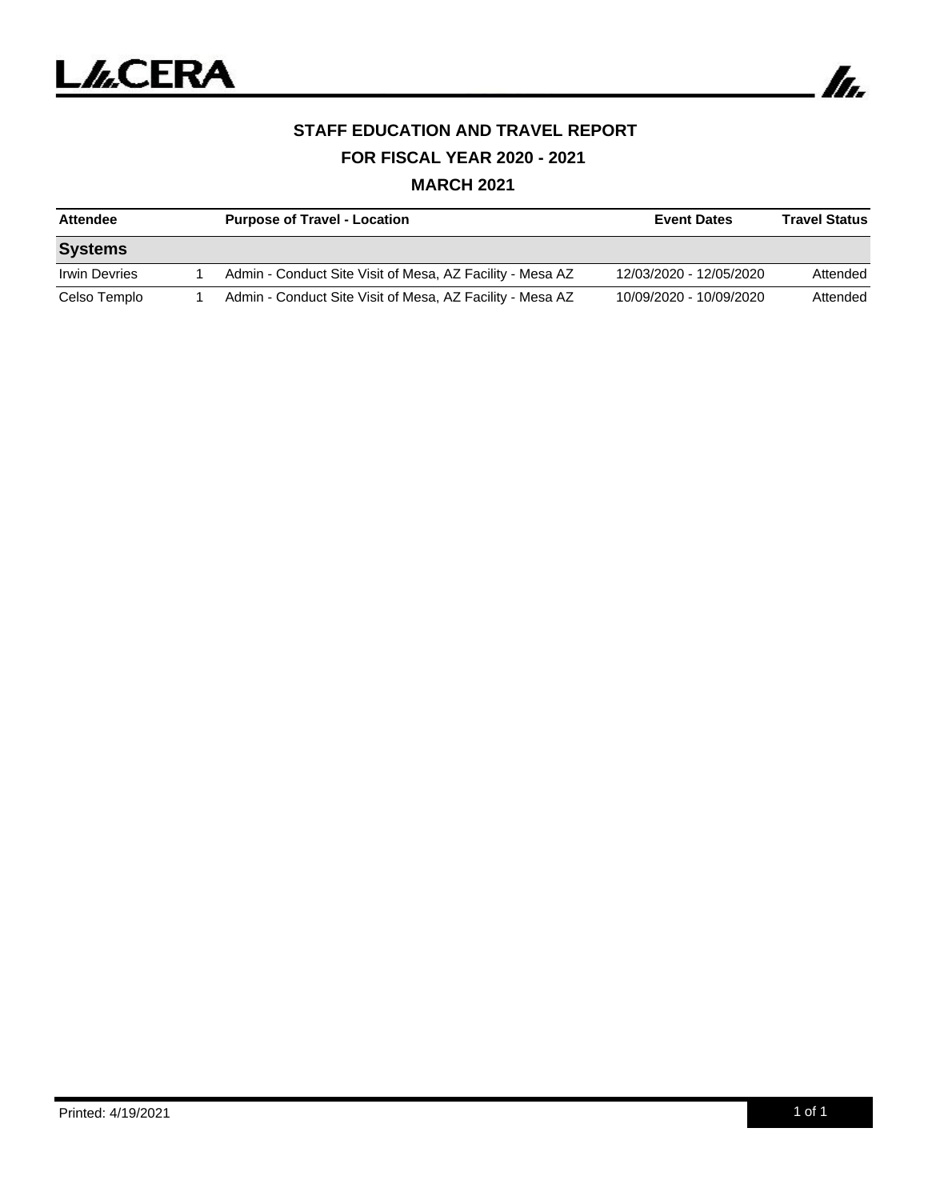## STAFF EDUCATION AND TRAVEL REPORT

## FOR FISCAL YEAR 2020 - 2021

## MARCH 2021

| Attendee | | Purpose of Travel - Location | Event Dates | Travel Status |
|---|---|---|---|---|
| **Systems** | | | | |
| Irwin Devries | 1 | Admin - Conduct Site Visit of Mesa, AZ Facility - Mesa AZ | 12/03/2020 - 12/05/2020 | Attended |
| Celso Templo | 1 | Admin - Conduct Site Visit of Mesa, AZ Facility - Mesa AZ | 10/09/2020 - 10/09/2020 | Attended |

Printed: 4/19/2021